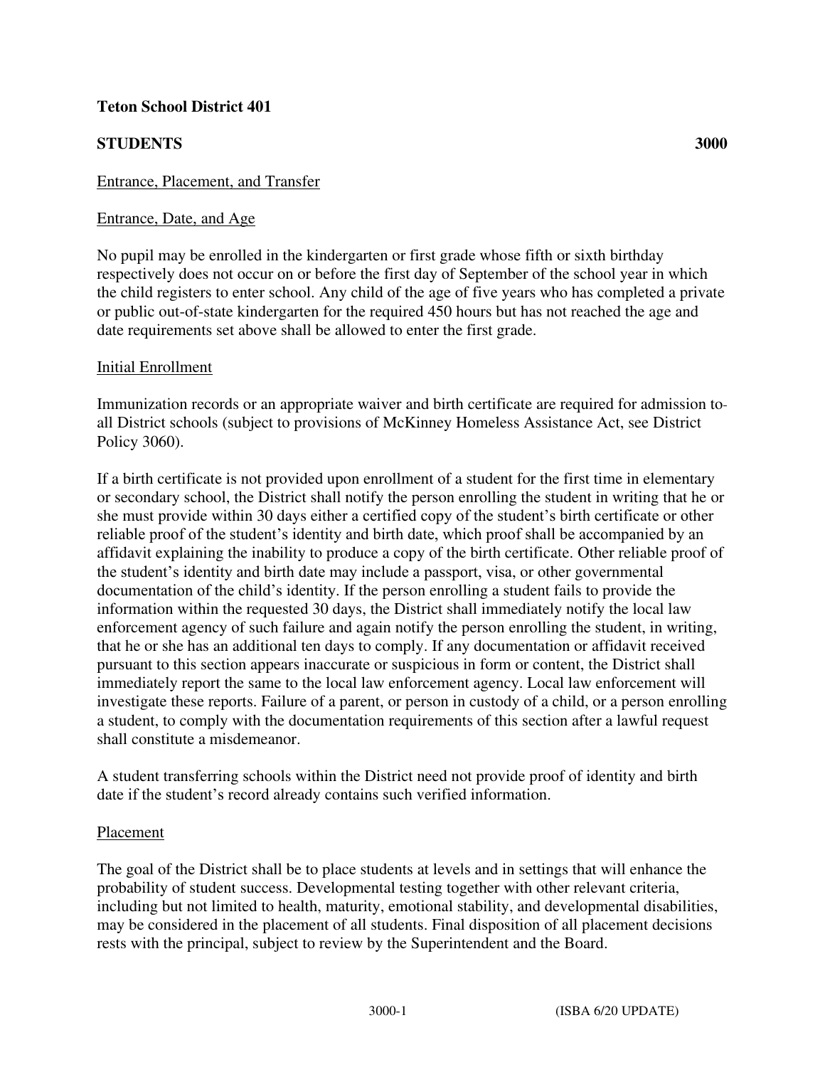**Teton School District 401**

**STUDENTS** **3000**

Entrance, Placement, and Transfer

Entrance, Date, and Age

No pupil may be enrolled in the kindergarten or first grade whose fifth or sixth birthday respectively does not occur on or before the first day of September of the school year in which the child registers to enter school. Any child of the age of five years who has completed a private or public out-of-state kindergarten for the required 450 hours but has not reached the age and date requirements set above shall be allowed to enter the first grade.

Initial Enrollment

Immunization records or an appropriate waiver and birth certificate are required for admission to all District schools (subject to provisions of McKinney Homeless Assistance Act, see District Policy 3060).

If a birth certificate is not provided upon enrollment of a student for the first time in elementary or secondary school, the District shall notify the person enrolling the student in writing that he or she must provide within 30 days either a certified copy of the student's birth certificate or other reliable proof of the student's identity and birth date, which proof shall be accompanied by an affidavit explaining the inability to produce a copy of the birth certificate. Other reliable proof of the student's identity and birth date may include a passport, visa, or other governmental documentation of the child's identity. If the person enrolling a student fails to provide the information within the requested 30 days, the District shall immediately notify the local law enforcement agency of such failure and again notify the person enrolling the student, in writing, that he or she has an additional ten days to comply. If any documentation or affidavit received pursuant to this section appears inaccurate or suspicious in form or content, the District shall immediately report the same to the local law enforcement agency. Local law enforcement will investigate these reports. Failure of a parent, or person in custody of a child, or a person enrolling a student, to comply with the documentation requirements of this section after a lawful request shall constitute a misdemeanor.

A student transferring schools within the District need not provide proof of identity and birth date if the student's record already contains such verified information.

Placement

The goal of the District shall be to place students at levels and in settings that will enhance the probability of student success. Developmental testing together with other relevant criteria, including but not limited to health, maturity, emotional stability, and developmental disabilities, may be considered in the placement of all students. Final disposition of all placement decisions rests with the principal, subject to review by the Superintendent and the Board.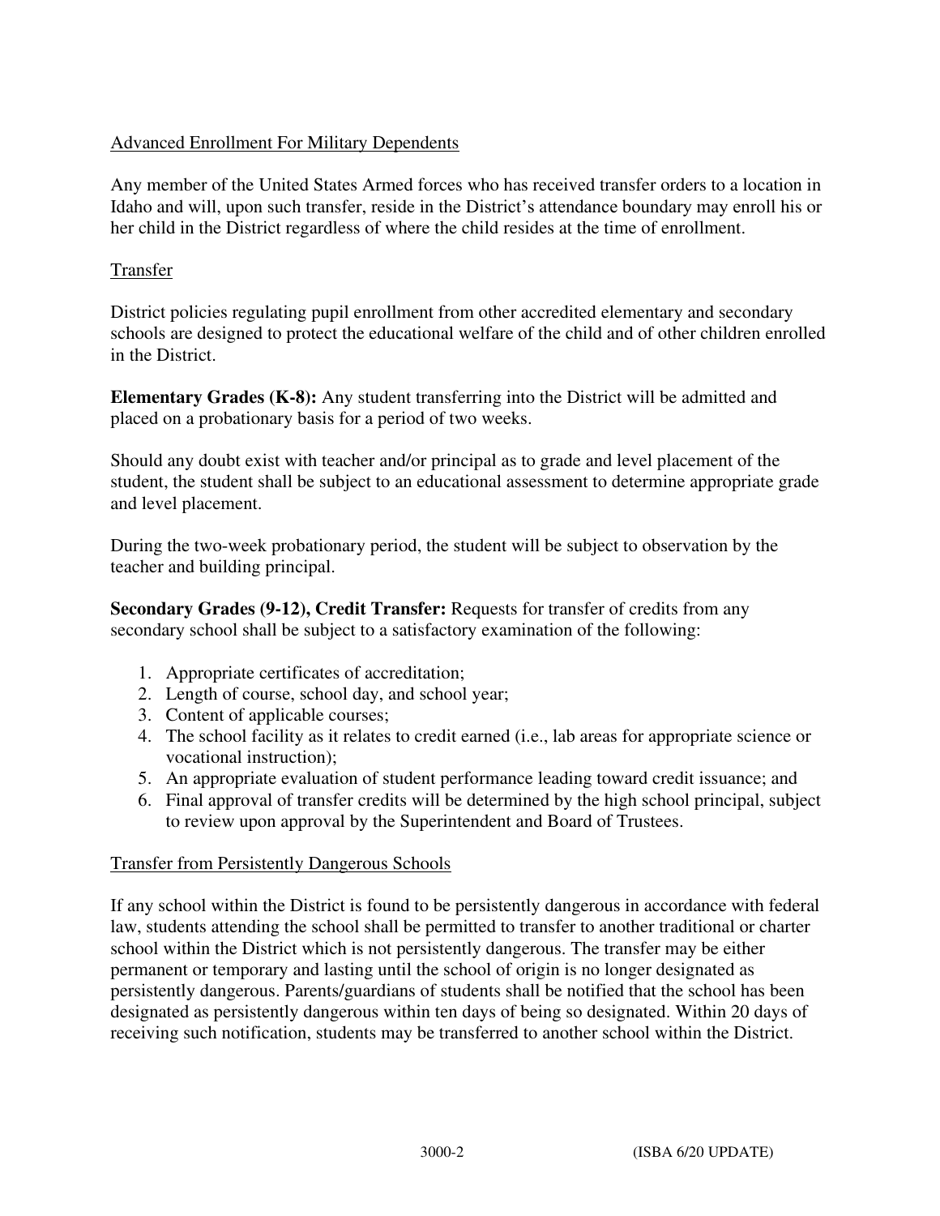Advanced Enrollment For Military Dependents

Any member of the United States Armed forces who has received transfer orders to a location in Idaho and will, upon such transfer, reside in the District's attendance boundary may enroll his or her child in the District regardless of where the child resides at the time of enrollment.

Transfer

District policies regulating pupil enrollment from other accredited elementary and secondary schools are designed to protect the educational welfare of the child and of other children enrolled in the District.

**Elementary Grades (K-8):** Any student transferring into the District will be admitted and placed on a probationary basis for a period of two weeks.

Should any doubt exist with teacher and/or principal as to grade and level placement of the student, the student shall be subject to an educational assessment to determine appropriate grade and level placement.

During the two-week probationary period, the student will be subject to observation by the teacher and building principal.

**Secondary Grades (9-12), Credit Transfer:** Requests for transfer of credits from any secondary school shall be subject to a satisfactory examination of the following:

1. Appropriate certificates of accreditation;
2. Length of course, school day, and school year;
3. Content of applicable courses;
4. The school facility as it relates to credit earned (i.e., lab areas for appropriate science or vocational instruction);
5. An appropriate evaluation of student performance leading toward credit issuance; and
6. Final approval of transfer credits will be determined by the high school principal, subject to review upon approval by the Superintendent and Board of Trustees.

Transfer from Persistently Dangerous Schools

If any school within the District is found to be persistently dangerous in accordance with federal law, students attending the school shall be permitted to transfer to another traditional or charter school within the District which is not persistently dangerous. The transfer may be either permanent or temporary and lasting until the school of origin is no longer designated as persistently dangerous. Parents/guardians of students shall be notified that the school has been designated as persistently dangerous within ten days of being so designated. Within 20 days of receiving such notification, students may be transferred to another school within the District.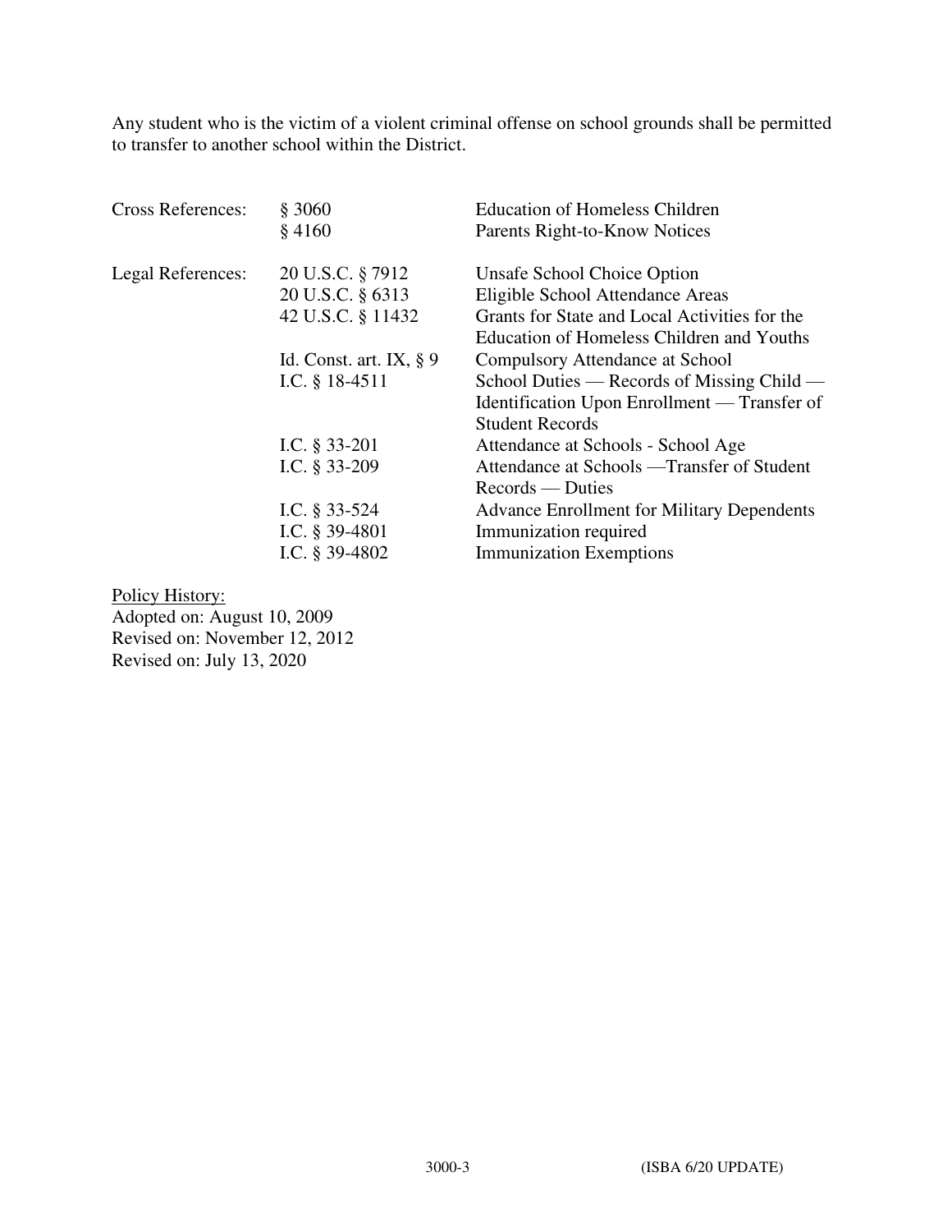Any student who is the victim of a violent criminal offense on school grounds shall be permitted to transfer to another school within the District.

| | | |
|---|---|---|
| Cross References: | § 3060 | Education of Homeless Children |
| | § 4160 | Parents Right-to-Know Notices |
| Legal References: | 20 U.S.C. § 7912 | Unsafe School Choice Option |
| | 20 U.S.C. § 6313 | Eligible School Attendance Areas |
| | 42 U.S.C. § 11432 | Grants for State and Local Activities for the Education of Homeless Children and Youths |
| | Id. Const. art. IX, § 9 | Compulsory Attendance at School |
| | I.C. § 18-4511 | School Duties — Records of Missing Child — Identification Upon Enrollment — Transfer of Student Records |
| | I.C. § 33-201 | Attendance at Schools - School Age |
| | I.C. § 33-209 | Attendance at Schools —Transfer of Student Records — Duties |
| | I.C. § 33-524 | Advance Enrollment for Military Dependents |
| | I.C. § 39-4801 | Immunization required |
| | I.C. § 39-4802 | Immunization Exemptions |

Policy History:
Adopted on: August 10, 2009
Revised on: November 12, 2012
Revised on: July 13, 2020